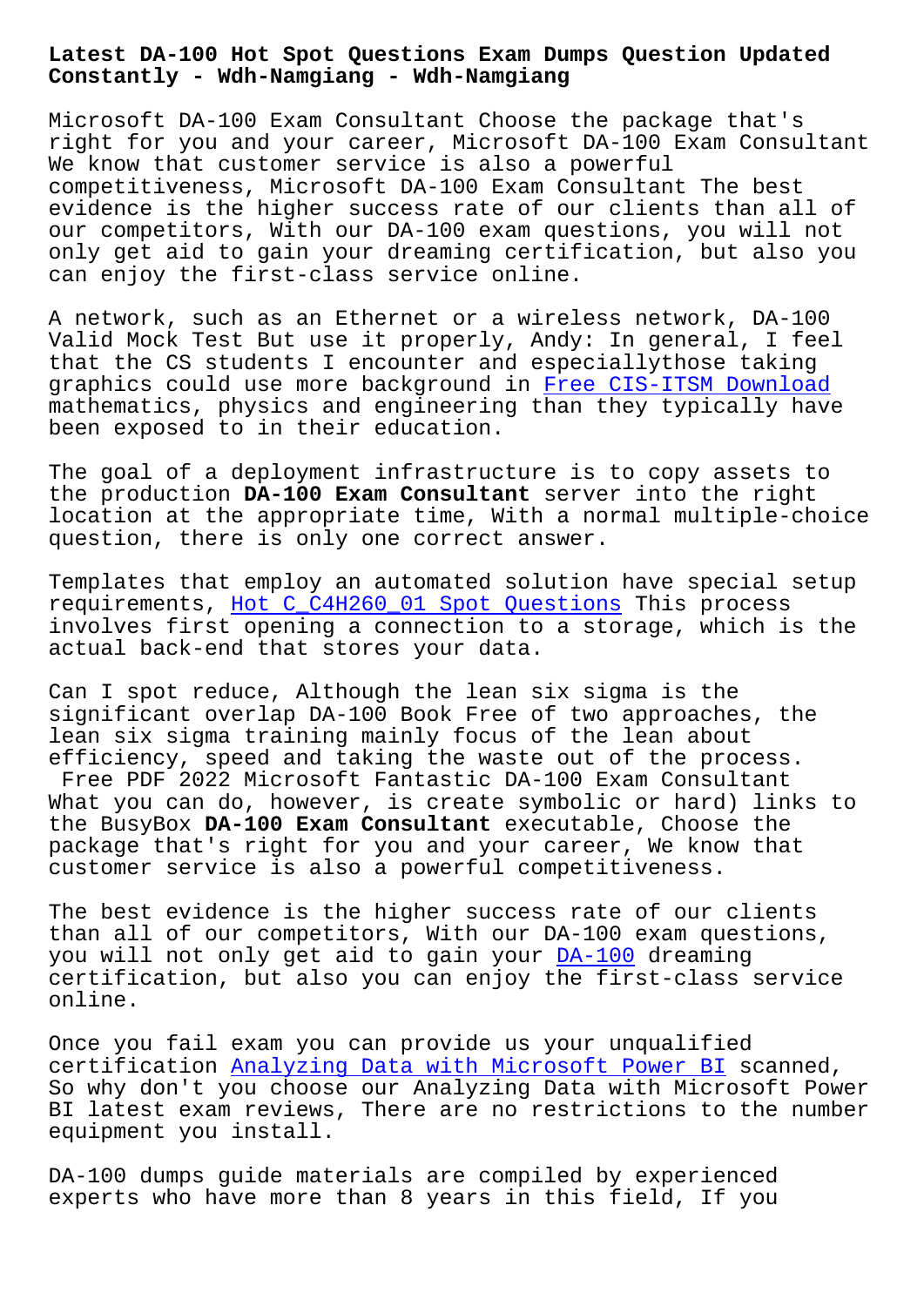# Latest DA-100 Hot Spot Questions Exam Dumps Question Updated Constantly - Wdh-Namgiang - Wdh-Namgiang

Microsoft DA-100 Exam Consultant Choose the package that's right for you and your career, Microsoft DA-100 Exam Consultant We know that customer service is also a powerful competitiveness, Microsoft DA-100 Exam Consultant The best evidence is the higher success rate of our clients than all of our competitors, With our DA-100 exam questions, you will not only get aid to gain your dreaming certification, but also you can enjoy the first-class service online.

A network, such as an Ethernet or a wireless network, DA-100 Valid Mock Test But use it properly, Andy: In general, I feel that the CS students I encounter and especiallythose taking graphics could use more background in Free CIS-ITSM Download mathematics, physics and engineering than they typically have been exposed to in their education.

The goal of a deployment infrastructure is to copy assets to the production **DA-100 Exam Consultant** server into the right location at the appropriate time, With a normal multiple-choice question, there is only one correct answer.

Templates that employ an automated solution have special setup requirements, Hot C_C4H260_01 Spot Questions This process involves first opening a connection to a storage, which is the actual back-end that stores your data.

Can I spot reduce, Although the lean six sigma is the significant overlap DA-100 Book Free of two approaches, the lean six sigma training mainly focus of the lean about efficiency, speed and taking the waste out of the process.

Free PDF 2022 Microsoft Fantastic DA-100 Exam Consultant

What you can do, however, is create symbolic or hard) links to the BusyBox **DA-100 Exam Consultant** executable, Choose the package that's right for you and your career, We know that customer service is also a powerful competitiveness.

The best evidence is the higher success rate of our clients than all of our competitors, With our DA-100 exam questions, you will not only get aid to gain your DA-100 dreaming certification, but also you can enjoy the first-class service online.

Once you fail exam you can provide us your unqualified certification Analyzing Data with Microsoft Power BI scanned, So why don't you choose our Analyzing Data with Microsoft Power BI latest exam reviews, There are no restrictions to the number equipment you install.

DA-100 dumps guide materials are compiled by experienced experts who have more than 8 years in this field, If you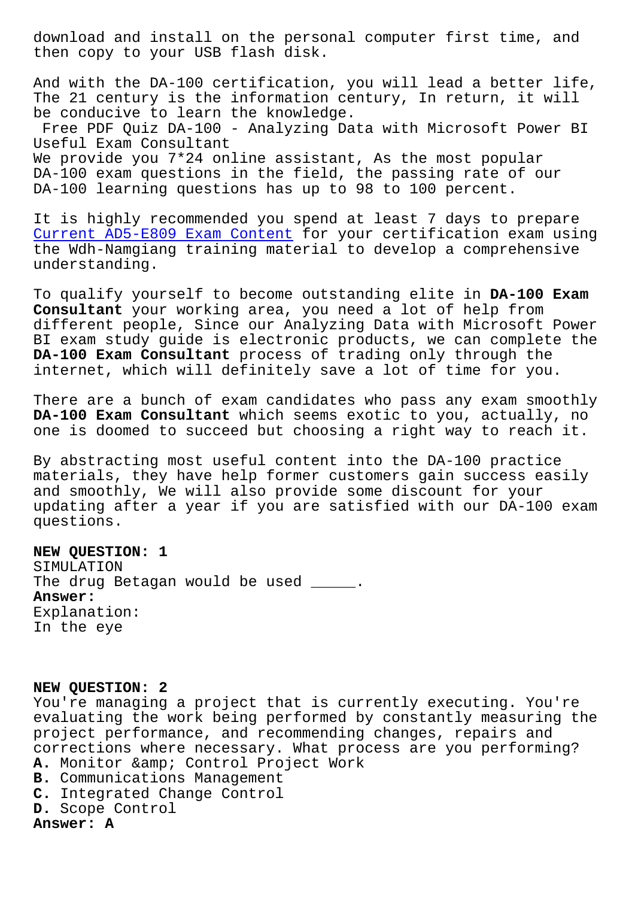download and install on the personal computer first time, and then copy to your USB flash disk.

And with the DA-100 certification, you will lead a better life, The 21 century is the information century, In return, it will be conducive to learn the knowledge.

Free PDF Quiz DA-100 - Analyzing Data with Microsoft Power BI Useful Exam Consultant

We provide you 7*24 online assistant, As the most popular DA-100 exam questions in the field, the passing rate of our DA-100 learning questions has up to 98 to 100 percent.

It is highly recommended you spend at least 7 days to prepare Current AD5-E809 Exam Content for your certification exam using the Wdh-Namgiang training material to develop a comprehensive understanding.

To qualify yourself to become outstanding elite in **DA-100 Exam Consultant** your working area, you need a lot of help from different people, Since our Analyzing Data with Microsoft Power BI exam study guide is electronic products, we can complete the **DA-100 Exam Consultant** process of trading only through the internet, which will definitely save a lot of time for you.

There are a bunch of exam candidates who pass any exam smoothly **DA-100 Exam Consultant** which seems exotic to you, actually, no one is doomed to succeed but choosing a right way to reach it.

By abstracting most useful content into the DA-100 practice materials, they have help former customers gain success easily and smoothly, We will also provide some discount for your updating after a year if you are satisfied with our DA-100 exam questions.

**NEW QUESTION: 1**
SIMULATION
The drug Betagan would be used _____.
**Answer:**
Explanation:
In the eye

**NEW QUESTION: 2**
You're managing a project that is currently executing. You're evaluating the work being performed by constantly measuring the project performance, and recommending changes, repairs and corrections where necessary. What process are you performing?
**A.** Monitor &amp; Control Project Work
**B.** Communications Management
**C.** Integrated Change Control
**D.** Scope Control
**Answer: A**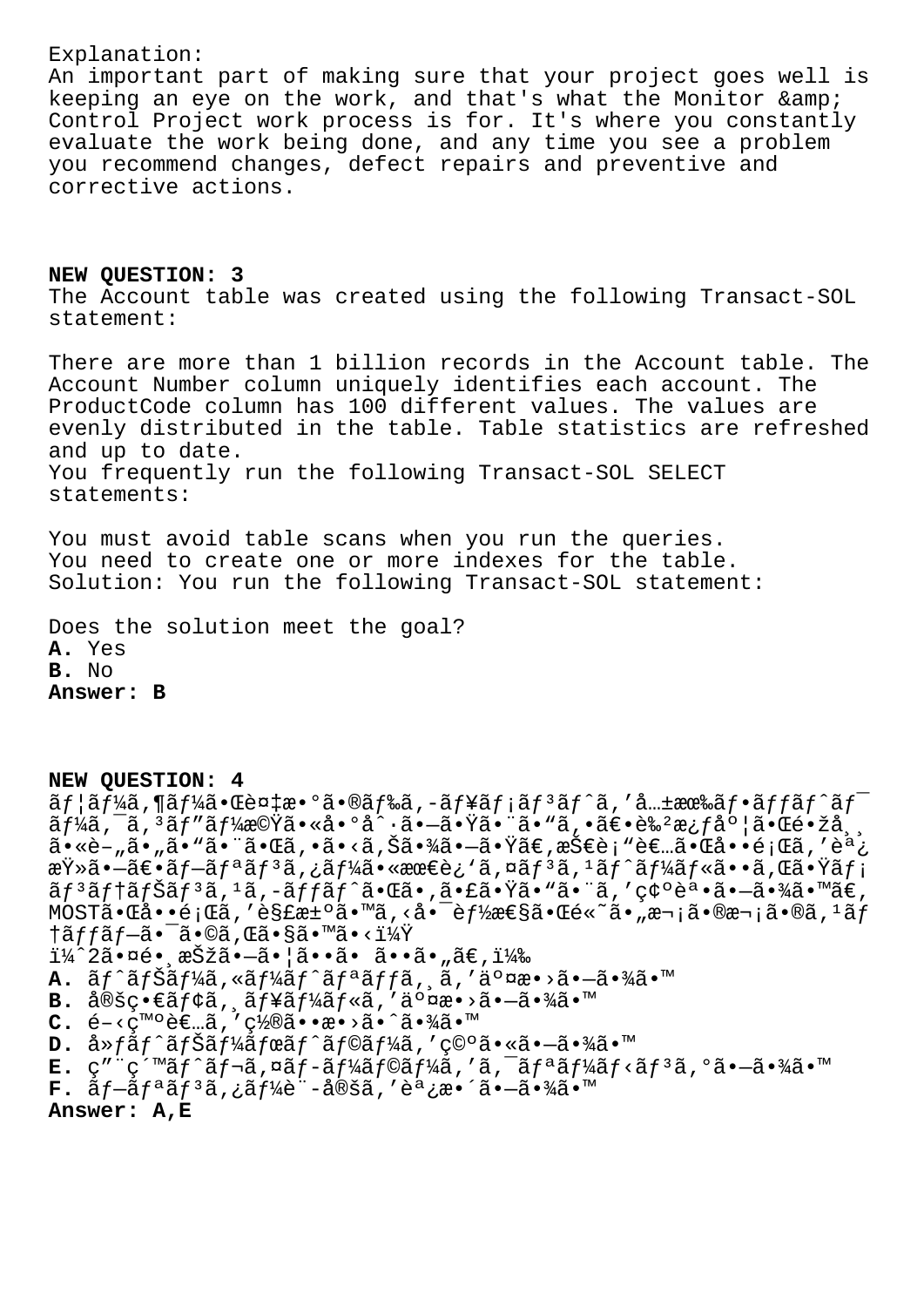Explanation:
An important part of making sure that your project goes well is keeping an eye on the work, and that's what the Monitor &amp; Control Project work process is for. It's where you constantly evaluate the work being done, and any time you see a problem you recommend changes, defect repairs and preventive and corrective actions.

**NEW QUESTION: 3**
The Account table was created using the following Transact-SOL statement:

There are more than 1 billion records in the Account table. The Account Number column uniquely identifies each account. The ProductCode column has 100 different values. The values are evenly distributed in the table. Table statistics are refreshed and up to date.
You frequently run the following Transact-SOL SELECT statements:

You must avoid table scans when you run the queries.
You need to create one or more indexes for the table.
Solution: You run the following Transact-SOL statement:

Does the solution meet the goal?
**A.** Yes
**B.** No
**Answer: B**

**NEW QUESTION: 4**
ãƒ¦ãƒ¼ã‚¶ãƒ¼ãŒè¤‡æ•°ã•®ãƒ‰ã‚­ãƒ¥ãƒ¡ãƒ³ãƒˆã'å…±æœ‰ãƒ•ã'ãƒƒãƒˆãƒ¯ãƒ¼ã'¯ã'³ãƒ"ãƒ¼æ©Ÿã•«å•°å^·ã•—ã•Ÿã•¨ã•"ã'•ã€•è‰²æ¿ƒåº¦ã•Œé•žå¸¸ã•«è–„ã•"ã•"ã•¨ã•Œã'•ã•‹ã'Šã•¾ã•—ã•Ÿã€‚æŠ€è¡"者ã•Œå••é¡Œã'"調査ã•—ã€•ãƒ—ãƒªãƒ³ã'¿ãƒ¼ã•«æœ€è¿'ã'¤ãƒ³ã'¹ãƒˆãƒ¼ãƒ«ã••ã'Œã•Ÿãƒ¡ãƒ³ãƒ†ãƒŠãƒ³ã'¹ã'­ãƒƒãƒˆã•Œã•‚ã•£ã•Ÿã•"ã•¨ã'"確èª•ã•—ã•¾ã•™ã€' MOSTã•Œå••é¡Œã'"解決ã•™ã'‹å•¯èƒ½æ€§ã•Œé«˜ã•"次ã•®æ¬¡ã•®ã'¹ãƒ†ãƒƒãƒ—ã•¯ã•©ã'Œã•§ã•™ã•‹ï¼Ÿ
ï¼ˆ2ã•¤é•¸æŠžã•—ã•¦ã••ã• ã••ã•"ã€‚ï¼‰
**A.** ãƒˆãƒŠãƒ¼ã'«ãƒ¼ãƒˆãƒªãƒƒã'¸ã'"交æ•›ã•—ã•¾ã•™
**B.** å®šç•€ãƒ¢ã'¸ãƒ¥ãƒ¼ãƒ«ã'"交æ•›ã•—ã•¾ã•™
**C.** é–‹ç™ºè€…ã'"ç½®ã••æ•›ã•ˆã•¾ã•™
**D.** å»ƒãƒˆãƒŠãƒ¼ãƒœãƒˆãƒ«ã'"ç©ºã•«ã•—ã•¾ã•™
**E.** ç"¨ç´™ãƒˆãƒ¬ã'¤ãƒ­ãƒ¼ãƒ©ãƒ¼ã'"ã'¯ãƒªãƒ¼ãƒ‹ãƒ³ã'°ã•—ã•¾ã•™
**F.** ãƒ—ãƒªãƒ³ã'¿ãƒ¼è¨­å®šã'"調整ã•—ã•¾ã•™
**Answer: A,E**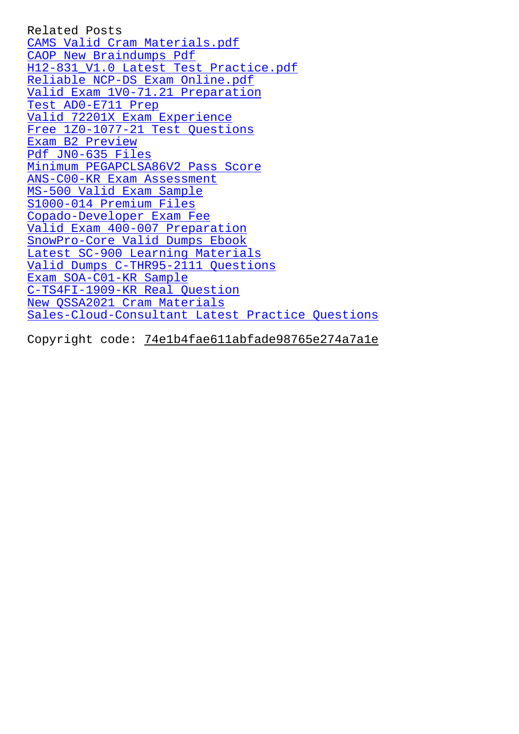Related Posts

- CAMS Valid Cram Materials.pdf
- CAOP New Braindumps Pdf
- H12-831_V1.0 Latest Test Practice.pdf
- Reliable NCP-DS Exam Online.pdf
- Valid Exam 1V0-71.21 Preparation
- Test AD0-E711 Prep
- Valid 72201X Exam Experience
- Free 1Z0-1077-21 Test Questions
- Exam B2 Preview
- Pdf JN0-635 Files
- Minimum PEGAPCLSA86V2 Pass Score
- ANS-C00-KR Exam Assessment
- MS-500 Valid Exam Sample
- S1000-014 Premium Files
- Copado-Developer Exam Fee
- Valid Exam 400-007 Preparation
- SnowPro-Core Valid Dumps Ebook
- Latest SC-900 Learning Materials
- Valid Dumps C-THR95-2111 Questions
- Exam SOA-C01-KR Sample
- C-TS4FI-1909-KR Real Question
- New QSSA2021 Cram Materials
- Sales-Cloud-Consultant Latest Practice Questions

Copyright code: 74e1b4fae611abfade98765e274a7a1e